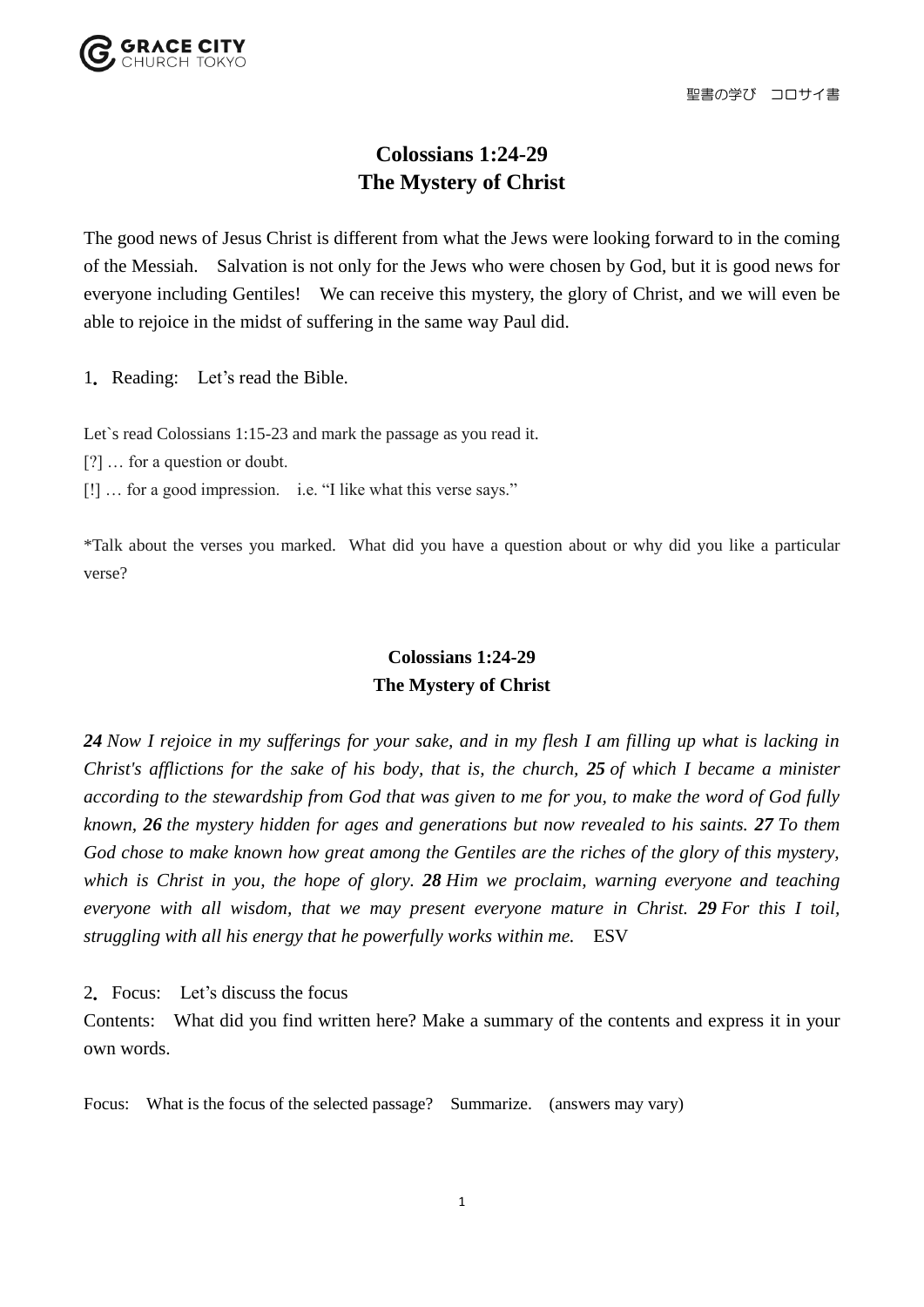# Colossians 1:24-29
# The Mystery of Christ

The good news of Jesus Christ is different from what the Jews were looking forward to in the coming of the Messiah.　Salvation is not only for the Jews who were chosen by God, but it is good news for everyone including Gentiles!　We can receive this mystery, the glory of Christ, and we will even be able to rejoice in the midst of suffering in the same way Paul did.

1. Reading:　Let's read the Bible.

Let`s read Colossians 1:15-23 and mark the passage as you read it.

[?] … for a question or doubt.

[!] … for a good impression.　i.e. "I like what this verse says."

*Talk about the verses you marked. What did you have a question about or why did you like a particular verse?

## Colossians 1:24-29
## The Mystery of Christ

***24*** *Now I rejoice in my sufferings for your sake, and in my flesh I am filling up what is lacking in Christ's afflictions for the sake of his body, that is, the church,* ***25*** *of which I became a minister according to the stewardship from God that was given to me for you, to make the word of God fully known,* ***26*** *the mystery hidden for ages and generations but now revealed to his saints.* ***27*** *To them God chose to make known how great among the Gentiles are the riches of the glory of this mystery, which is Christ in you, the hope of glory.* ***28*** *Him we proclaim, warning everyone and teaching everyone with all wisdom, that we may present everyone mature in Christ.* ***29*** *For this I toil, struggling with all his energy that he powerfully works within me.*　ESV

2. Focus:　Let's discuss the focus

Contents:　What did you find written here? Make a summary of the contents and express it in your own words.

Focus:　What is the focus of the selected passage?　Summarize.　(answers may vary)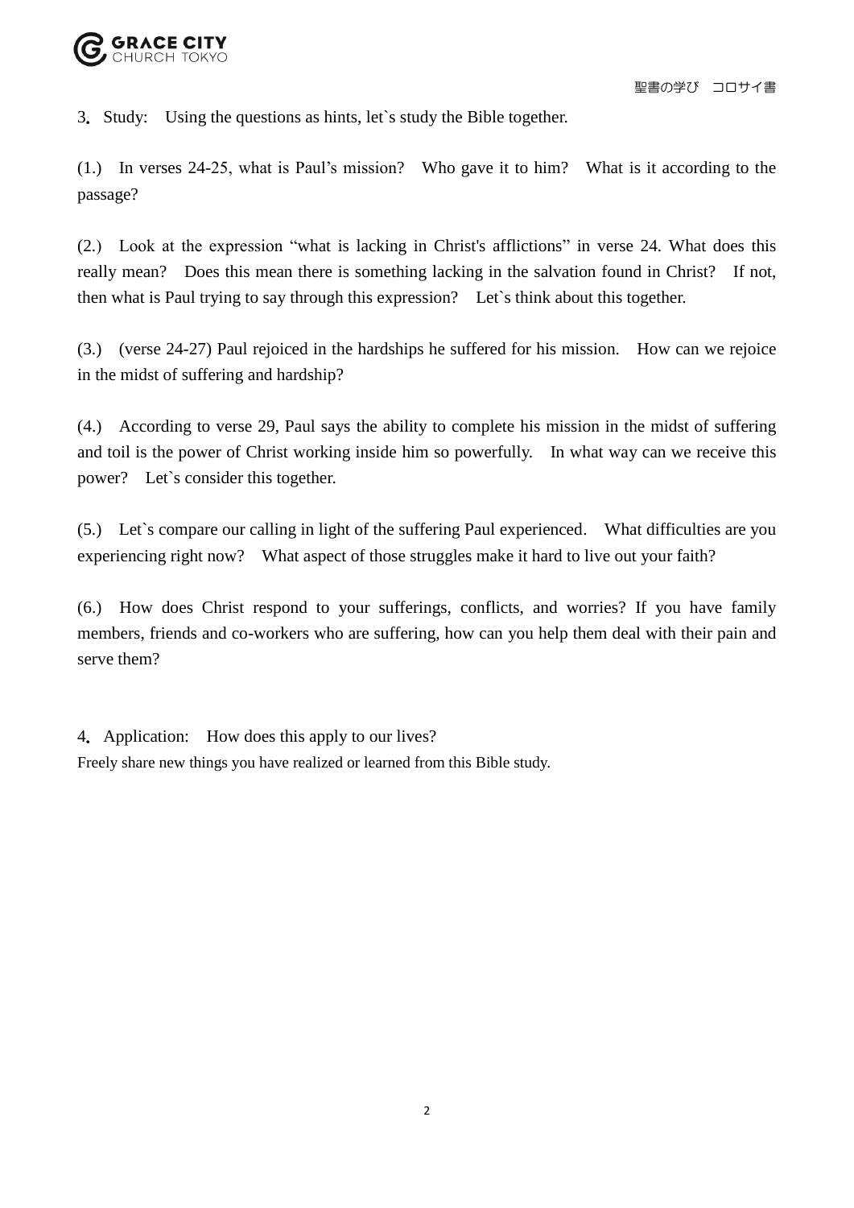3. Study: Using the questions as hints, let`s study the Bible together.

(1.) In verses 24-25, what is Paul's mission? Who gave it to him? What is it according to the passage?

(2.) Look at the expression "what is lacking in Christ's afflictions" in verse 24. What does this really mean? Does this mean there is something lacking in the salvation found in Christ? If not, then what is Paul trying to say through this expression? Let`s think about this together.

(3.) (verse 24-27) Paul rejoiced in the hardships he suffered for his mission. How can we rejoice in the midst of suffering and hardship?

(4.) According to verse 29, Paul says the ability to complete his mission in the midst of suffering and toil is the power of Christ working inside him so powerfully. In what way can we receive this power? Let`s consider this together.

(5.) Let`s compare our calling in light of the suffering Paul experienced. What difficulties are you experiencing right now? What aspect of those struggles make it hard to live out your faith?

(6.) How does Christ respond to your sufferings, conflicts, and worries? If you have family members, friends and co-workers who are suffering, how can you help them deal with their pain and serve them?

4. Application: How does this apply to our lives?

Freely share new things you have realized or learned from this Bible study.